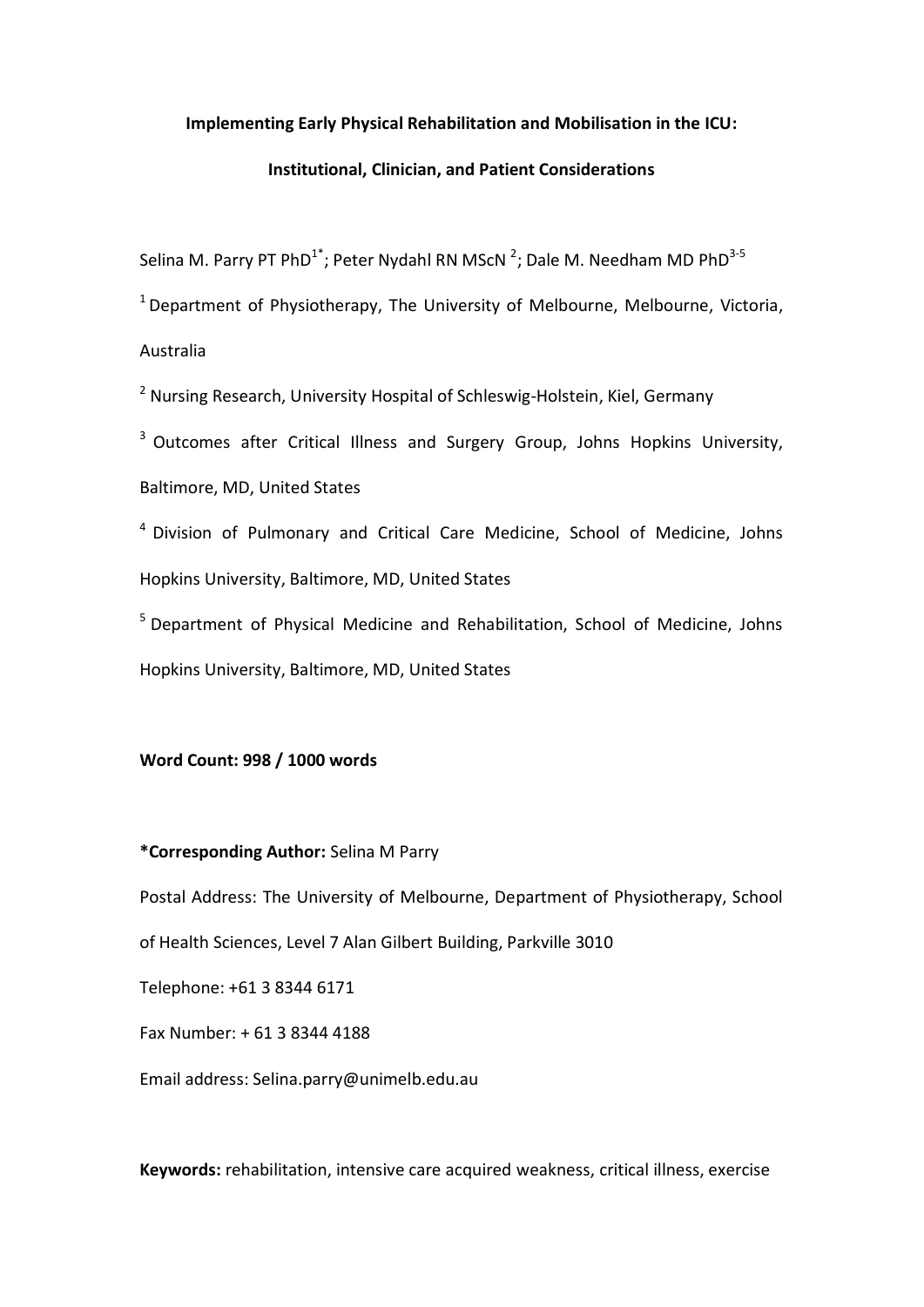# Implementing Early Physical Rehabilitation and Mobilisation in the ICU: Institutional, Clinician, and Patient Considerations

Selina M. Parry PT PhD[1*]; Peter Nydahl RN MScN [2]; Dale M. Needham MD PhD[3-5]

[1] Department of Physiotherapy, The University of Melbourne, Melbourne, Victoria, Australia

[2] Nursing Research, University Hospital of Schleswig-Holstein, Kiel, Germany

[3] Outcomes after Critical Illness and Surgery Group, Johns Hopkins University, Baltimore, MD, United States

[4] Division of Pulmonary and Critical Care Medicine, School of Medicine, Johns Hopkins University, Baltimore, MD, United States

[5] Department of Physical Medicine and Rehabilitation, School of Medicine, Johns Hopkins University, Baltimore, MD, United States

**Word Count: 998 / 1000 words**

**\*Corresponding Author:** Selina M Parry

Postal Address: The University of Melbourne, Department of Physiotherapy, School of Health Sciences, Level 7 Alan Gilbert Building, Parkville 3010

Telephone: +61 3 8344 6171

Fax Number: + 61 3 8344 4188

Email address: Selina.parry@unimelb.edu.au

**Keywords:** rehabilitation, intensive care acquired weakness, critical illness, exercise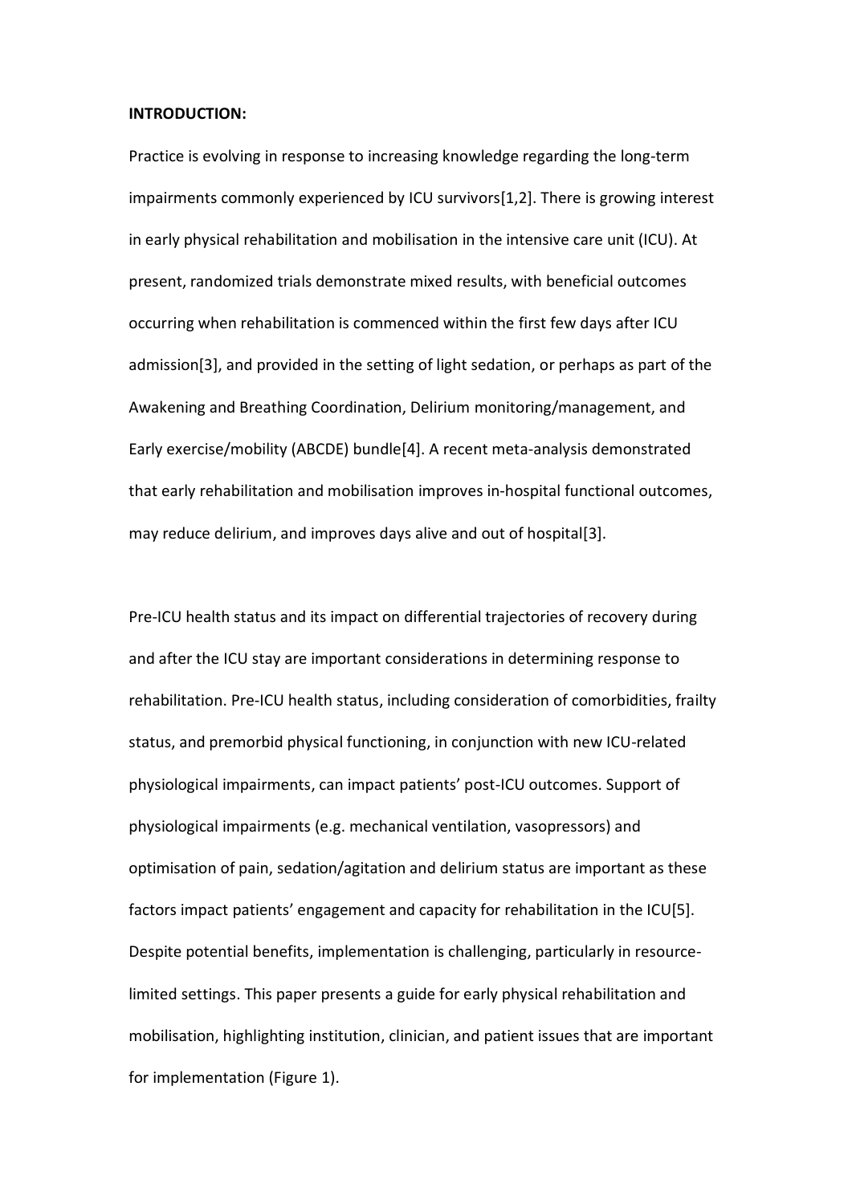**INTRODUCTION:**

Practice is evolving in response to increasing knowledge regarding the long-term impairments commonly experienced by ICU survivors[1,2]. There is growing interest in early physical rehabilitation and mobilisation in the intensive care unit (ICU). At present, randomized trials demonstrate mixed results, with beneficial outcomes occurring when rehabilitation is commenced within the first few days after ICU admission[3], and provided in the setting of light sedation, or perhaps as part of the Awakening and Breathing Coordination, Delirium monitoring/management, and Early exercise/mobility (ABCDE) bundle[4]. A recent meta-analysis demonstrated that early rehabilitation and mobilisation improves in-hospital functional outcomes, may reduce delirium, and improves days alive and out of hospital[3].

Pre-ICU health status and its impact on differential trajectories of recovery during and after the ICU stay are important considerations in determining response to rehabilitation. Pre-ICU health status, including consideration of comorbidities, frailty status, and premorbid physical functioning, in conjunction with new ICU-related physiological impairments, can impact patients' post-ICU outcomes. Support of physiological impairments (e.g. mechanical ventilation, vasopressors) and optimisation of pain, sedation/agitation and delirium status are important as these factors impact patients' engagement and capacity for rehabilitation in the ICU[5]. Despite potential benefits, implementation is challenging, particularly in resource-limited settings. This paper presents a guide for early physical rehabilitation and mobilisation, highlighting institution, clinician, and patient issues that are important for implementation (Figure 1).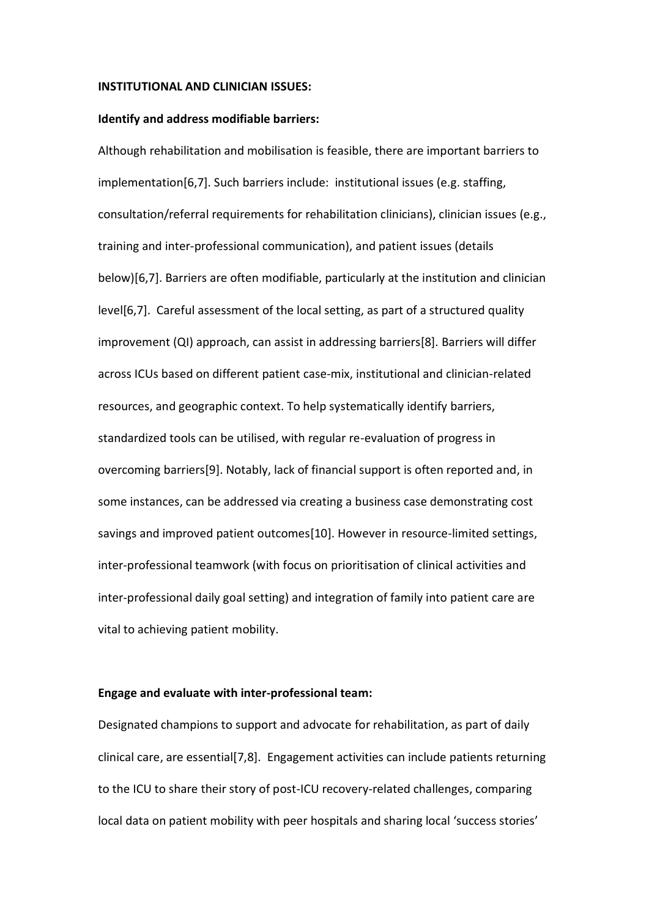**INSTITUTIONAL AND CLINICIAN ISSUES:**

**Identify and address modifiable barriers:**

Although rehabilitation and mobilisation is feasible, there are important barriers to implementation[6,7]. Such barriers include: institutional issues (e.g. staffing, consultation/referral requirements for rehabilitation clinicians), clinician issues (e.g., training and inter-professional communication), and patient issues (details below)[6,7]. Barriers are often modifiable, particularly at the institution and clinician level[6,7]. Careful assessment of the local setting, as part of a structured quality improvement (QI) approach, can assist in addressing barriers[8]. Barriers will differ across ICUs based on different patient case-mix, institutional and clinician-related resources, and geographic context. To help systematically identify barriers, standardized tools can be utilised, with regular re-evaluation of progress in overcoming barriers[9]. Notably, lack of financial support is often reported and, in some instances, can be addressed via creating a business case demonstrating cost savings and improved patient outcomes[10]. However in resource-limited settings, inter-professional teamwork (with focus on prioritisation of clinical activities and inter-professional daily goal setting) and integration of family into patient care are vital to achieving patient mobility.

**Engage and evaluate with inter-professional team:**

Designated champions to support and advocate for rehabilitation, as part of daily clinical care, are essential[7,8]. Engagement activities can include patients returning to the ICU to share their story of post-ICU recovery-related challenges, comparing local data on patient mobility with peer hospitals and sharing local 'success stories'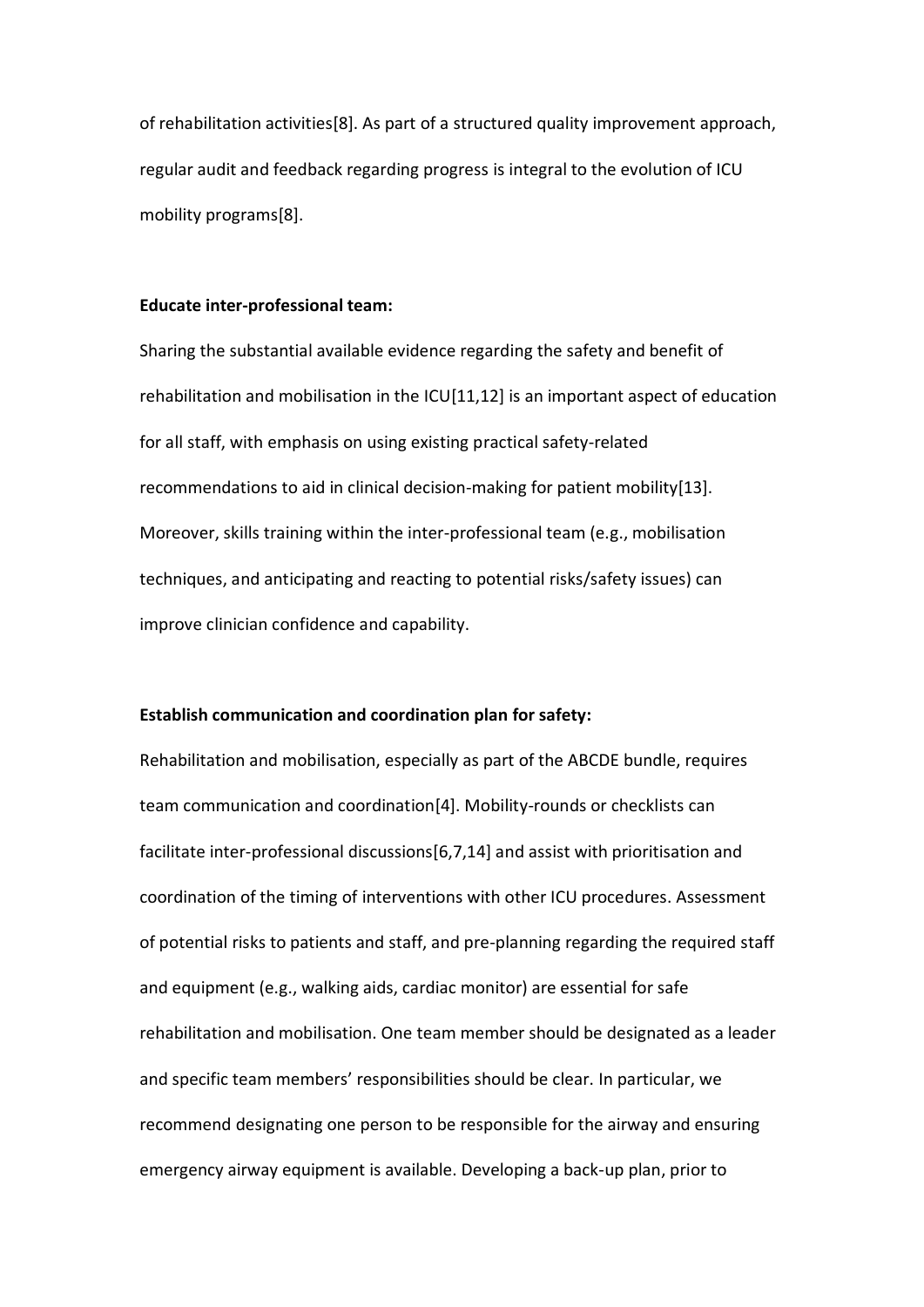of rehabilitation activities[8]. As part of a structured quality improvement approach, regular audit and feedback regarding progress is integral to the evolution of ICU mobility programs[8].

**Educate inter-professional team:**

Sharing the substantial available evidence regarding the safety and benefit of rehabilitation and mobilisation in the ICU[11,12] is an important aspect of education for all staff, with emphasis on using existing practical safety-related recommendations to aid in clinical decision-making for patient mobility[13]. Moreover, skills training within the inter-professional team (e.g., mobilisation techniques, and anticipating and reacting to potential risks/safety issues) can improve clinician confidence and capability.

**Establish communication and coordination plan for safety:**

Rehabilitation and mobilisation, especially as part of the ABCDE bundle, requires team communication and coordination[4]. Mobility-rounds or checklists can facilitate inter-professional discussions[6,7,14] and assist with prioritisation and coordination of the timing of interventions with other ICU procedures. Assessment of potential risks to patients and staff, and pre-planning regarding the required staff and equipment (e.g., walking aids, cardiac monitor) are essential for safe rehabilitation and mobilisation. One team member should be designated as a leader and specific team members' responsibilities should be clear. In particular, we recommend designating one person to be responsible for the airway and ensuring emergency airway equipment is available. Developing a back-up plan, prior to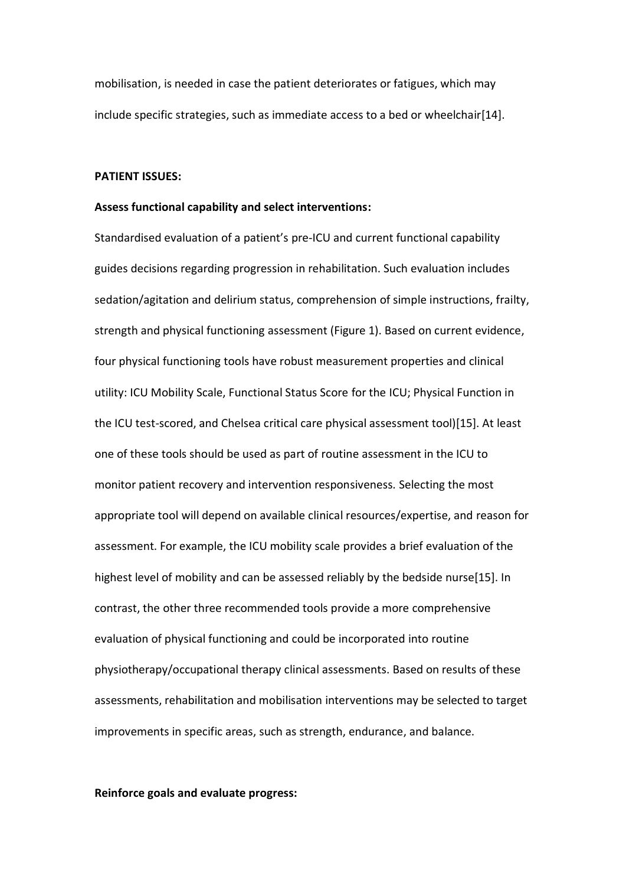mobilisation, is needed in case the patient deteriorates or fatigues, which may include specific strategies, such as immediate access to a bed or wheelchair[14].

**PATIENT ISSUES:**

**Assess functional capability and select interventions:**

Standardised evaluation of a patient's pre-ICU and current functional capability guides decisions regarding progression in rehabilitation. Such evaluation includes sedation/agitation and delirium status, comprehension of simple instructions, frailty, strength and physical functioning assessment (Figure 1). Based on current evidence, four physical functioning tools have robust measurement properties and clinical utility: ICU Mobility Scale, Functional Status Score for the ICU; Physical Function in the ICU test-scored, and Chelsea critical care physical assessment tool)[15]. At least one of these tools should be used as part of routine assessment in the ICU to monitor patient recovery and intervention responsiveness. Selecting the most appropriate tool will depend on available clinical resources/expertise, and reason for assessment. For example, the ICU mobility scale provides a brief evaluation of the highest level of mobility and can be assessed reliably by the bedside nurse[15]. In contrast, the other three recommended tools provide a more comprehensive evaluation of physical functioning and could be incorporated into routine physiotherapy/occupational therapy clinical assessments. Based on results of these assessments, rehabilitation and mobilisation interventions may be selected to target improvements in specific areas, such as strength, endurance, and balance.

**Reinforce goals and evaluate progress:**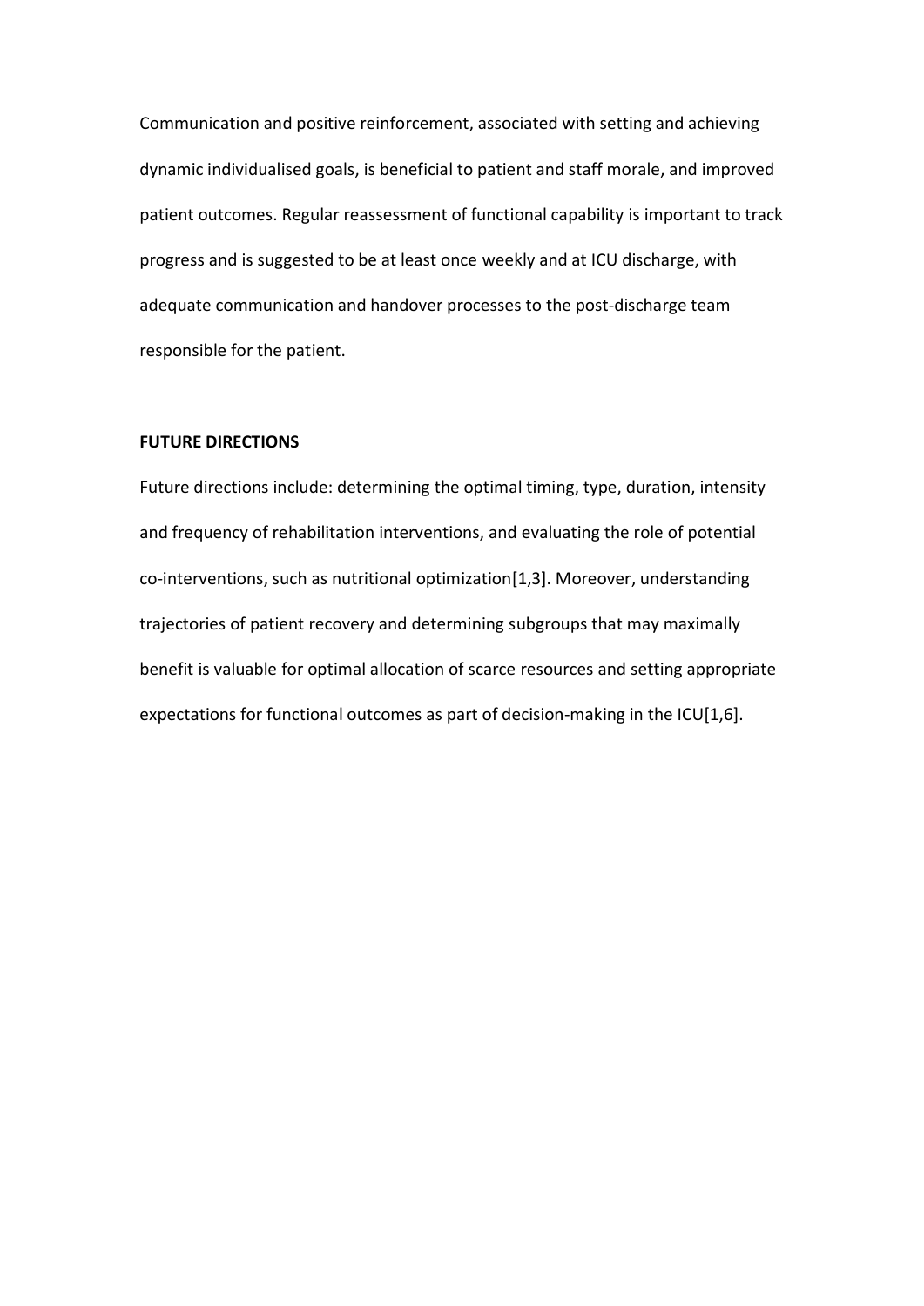Communication and positive reinforcement, associated with setting and achieving dynamic individualised goals, is beneficial to patient and staff morale, and improved patient outcomes. Regular reassessment of functional capability is important to track progress and is suggested to be at least once weekly and at ICU discharge, with adequate communication and handover processes to the post-discharge team responsible for the patient.

**FUTURE DIRECTIONS**

Future directions include: determining the optimal timing, type, duration, intensity and frequency of rehabilitation interventions, and evaluating the role of potential co-interventions, such as nutritional optimization[1,3]. Moreover, understanding trajectories of patient recovery and determining subgroups that may maximally benefit is valuable for optimal allocation of scarce resources and setting appropriate expectations for functional outcomes as part of decision-making in the ICU[1,6].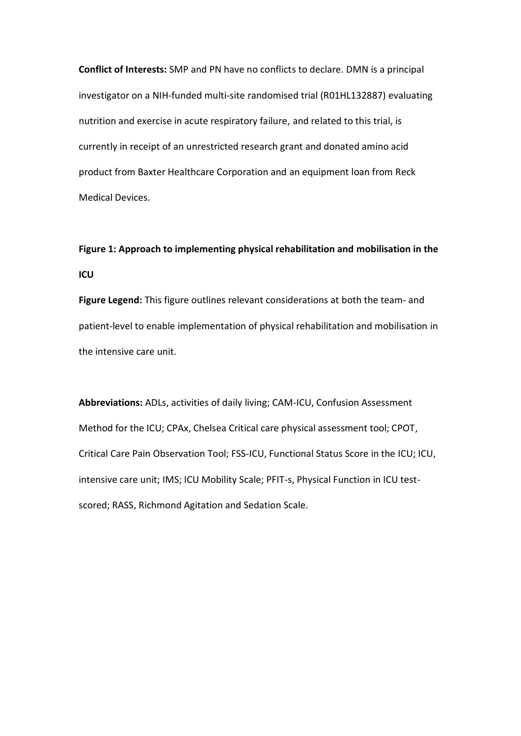**Conflict of Interests:** SMP and PN have no conflicts to declare. DMN is a principal investigator on a NIH-funded multi-site randomised trial (R01HL132887) evaluating nutrition and exercise in acute respiratory failure, and related to this trial, is currently in receipt of an unrestricted research grant and donated amino acid product from Baxter Healthcare Corporation and an equipment loan from Reck Medical Devices.

**Figure 1: Approach to implementing physical rehabilitation and mobilisation in the ICU**

**Figure Legend:** This figure outlines relevant considerations at both the team- and patient-level to enable implementation of physical rehabilitation and mobilisation in the intensive care unit.

**Abbreviations:** ADLs, activities of daily living; CAM-ICU, Confusion Assessment Method for the ICU; CPAx, Chelsea Critical care physical assessment tool; CPOT, Critical Care Pain Observation Tool; FSS-ICU, Functional Status Score in the ICU; ICU, intensive care unit; IMS; ICU Mobility Scale; PFIT-s, Physical Function in ICU test-scored; RASS, Richmond Agitation and Sedation Scale.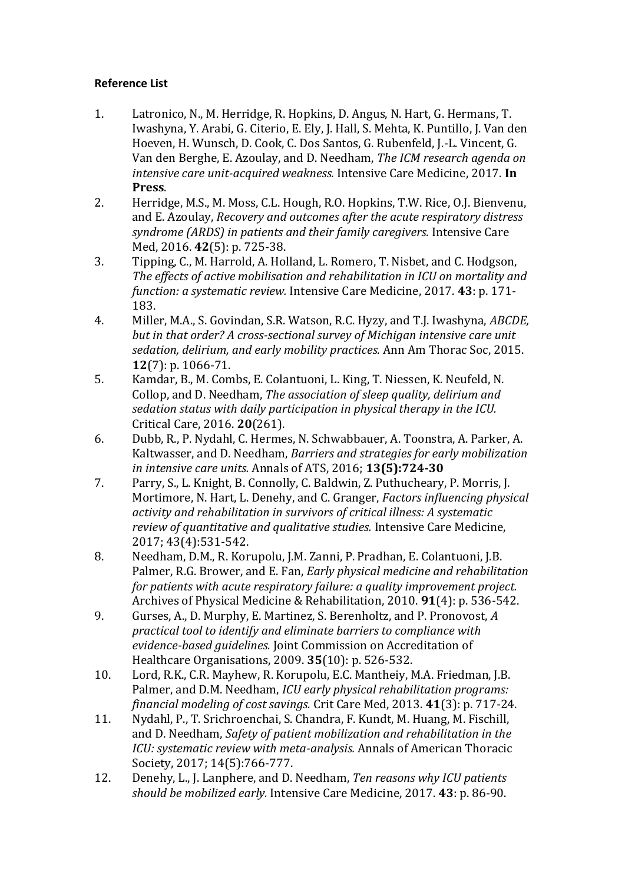**Reference List**

1. Latronico, N., M. Herridge, R. Hopkins, D. Angus, N. Hart, G. Hermans, T. Iwashyna, Y. Arabi, G. Citerio, E. Ely, J. Hall, S. Mehta, K. Puntillo, J. Van den Hoeven, H. Wunsch, D. Cook, C. Dos Santos, G. Rubenfeld, J.-L. Vincent, G. Van den Berghe, E. Azoulay, and D. Needham, *The ICM research agenda on intensive care unit-acquired weakness.* Intensive Care Medicine, 2017. **In Press**.
2. Herridge, M.S., M. Moss, C.L. Hough, R.O. Hopkins, T.W. Rice, O.J. Bienvenu, and E. Azoulay, *Recovery and outcomes after the acute respiratory distress syndrome (ARDS) in patients and their family caregivers.* Intensive Care Med, 2016. **42**(5): p. 725-38.
3. Tipping, C., M. Harrold, A. Holland, L. Romero, T. Nisbet, and C. Hodgson, *The effects of active mobilisation and rehabilitation in ICU on mortality and function: a systematic review.* Intensive Care Medicine, 2017. **43**: p. 171-183.
4. Miller, M.A., S. Govindan, S.R. Watson, R.C. Hyzy, and T.J. Iwashyna, *ABCDE, but in that order? A cross-sectional survey of Michigan intensive care unit sedation, delirium, and early mobility practices.* Ann Am Thorac Soc, 2015. **12**(7): p. 1066-71.
5. Kamdar, B., M. Combs, E. Colantuoni, L. King, T. Niessen, K. Neufeld, N. Collop, and D. Needham, *The association of sleep quality, delirium and sedation status with daily participation in physical therapy in the ICU.* Critical Care, 2016. **20**(261).
6. Dubb, R., P. Nydahl, C. Hermes, N. Schwabbauer, A. Toonstra, A. Parker, A. Kaltwasser, and D. Needham, *Barriers and strategies for early mobilization in intensive care units.* Annals of ATS, 2016; **13(5):724-30**
7. Parry, S., L. Knight, B. Connolly, C. Baldwin, Z. Puthucheary, P. Morris, J. Mortimore, N. Hart, L. Denehy, and C. Granger, *Factors influencing physical activity and rehabilitation in survivors of critical illness: A systematic review of quantitative and qualitative studies.* Intensive Care Medicine, 2017; 43(4):531-542.
8. Needham, D.M., R. Korupolu, J.M. Zanni, P. Pradhan, E. Colantuoni, J.B. Palmer, R.G. Brower, and E. Fan, *Early physical medicine and rehabilitation for patients with acute respiratory failure: a quality improvement project.* Archives of Physical Medicine & Rehabilitation, 2010. **91**(4): p. 536-542.
9. Gurses, A., D. Murphy, E. Martinez, S. Berenholtz, and P. Pronovost, *A practical tool to identify and eliminate barriers to compliance with evidence-based guidelines.* Joint Commission on Accreditation of Healthcare Organisations, 2009. **35**(10): p. 526-532.
10. Lord, R.K., C.R. Mayhew, R. Korupolu, E.C. Mantheiy, M.A. Friedman, J.B. Palmer, and D.M. Needham, *ICU early physical rehabilitation programs: financial modeling of cost savings.* Crit Care Med, 2013. **41**(3): p. 717-24.
11. Nydahl, P., T. Srichroenchai, S. Chandra, F. Kundt, M. Huang, M. Fischill, and D. Needham, *Safety of patient mobilization and rehabilitation in the ICU: systematic review with meta-analysis.* Annals of American Thoracic Society, 2017; 14(5):766-777.
12. Denehy, L., J. Lanphere, and D. Needham, *Ten reasons why ICU patients should be mobilized early.* Intensive Care Medicine, 2017. **43**: p. 86-90.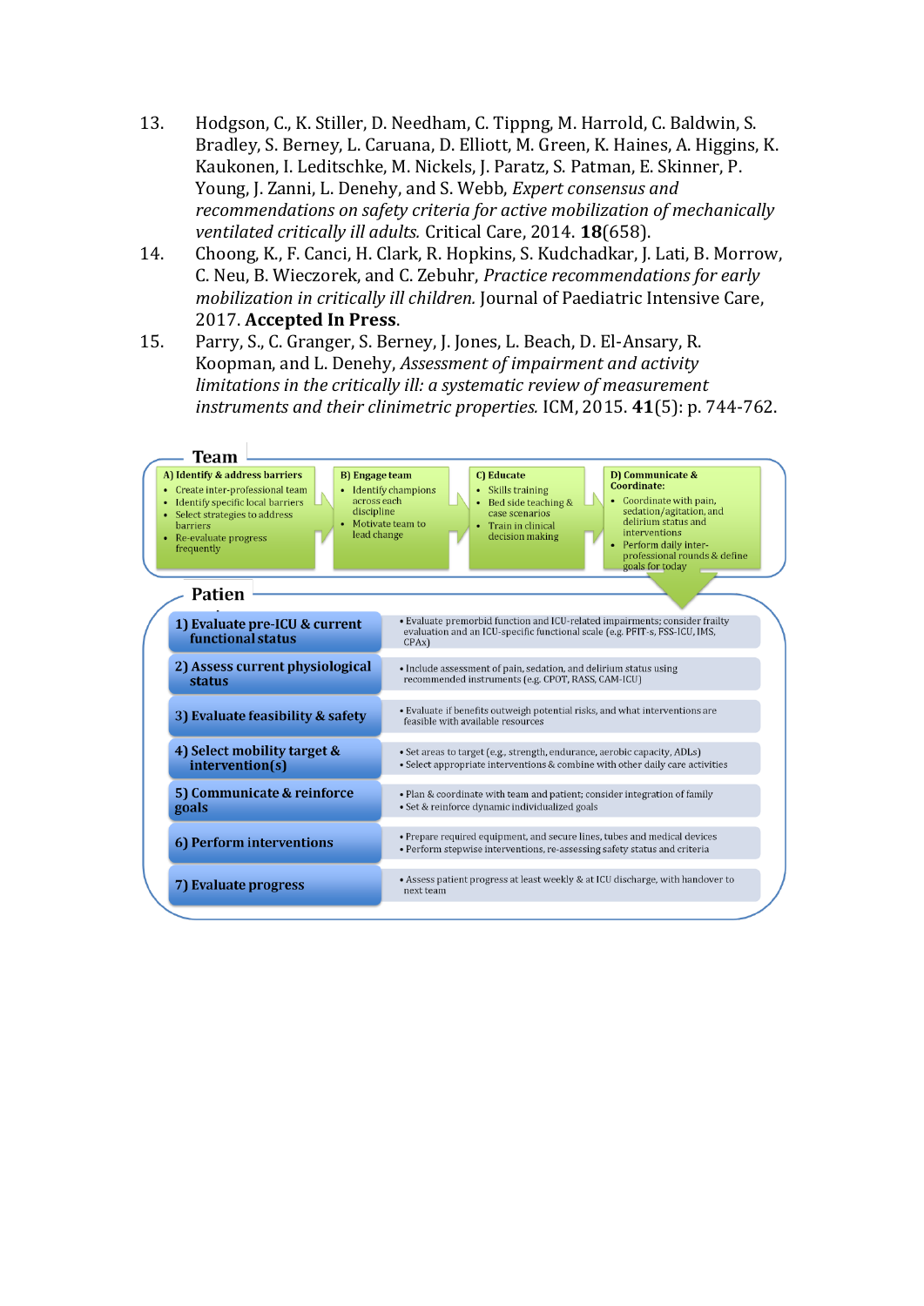13. Hodgson, C., K. Stiller, D. Needham, C. Tippng, M. Harrold, C. Baldwin, S. Bradley, S. Berney, L. Caruana, D. Elliott, M. Green, K. Haines, A. Higgins, K. Kaukonen, I. Leditschke, M. Nickels, J. Paratz, S. Patman, E. Skinner, P. Young, J. Zanni, L. Denehy, and S. Webb, *Expert consensus and recommendations on safety criteria for active mobilization of mechanically ventilated critically ill adults.* Critical Care, 2014. **18**(658).
14. Choong, K., F. Canci, H. Clark, R. Hopkins, S. Kudchadkar, J. Lati, B. Morrow, C. Neu, B. Wieczorek, and C. Zebuhr, *Practice recommendations for early mobilization in critically ill children.* Journal of Paediatric Intensive Care, 2017. **Accepted In Press**.
15. Parry, S., C. Granger, S. Berney, J. Jones, L. Beach, D. El-Ansary, R. Koopman, and L. Denehy, *Assessment of impairment and activity limitations in the critically ill: a systematic review of measurement instruments and their clinimetric properties.* ICM, 2015. **41**(5): p. 744-762.

**Team**

A) Identify & address barriers
- Create inter-professional team
- Identify specific local barriers
- Select strategies to address barriers
- Re-evaluate progress frequently

B) Engage team
- Identify champions across each discipline
- Motivate team to lead change

C) Educate
- Skills training
- Bed side teaching & case scenarios
- Train in clinical decision making

D) Communicate & Coordinate:
- Coordinate with pain, sedation/agitation, and delirium status and interventions
- Perform daily inter-professional rounds & define goals for today

**Patien**

1) Evaluate pre-ICU & current functional status
- Evaluate premorbid function and ICU-related impairments; consider frailty evaluation and an ICU-specific functional scale (e.g. PFIT-s, FSS-ICU, IMS, CPAx)

2) Assess current physiological status
- Include assessment of pain, sedation, and delirium status using recommended instruments (e.g. CPOT, RASS, CAM-ICU)

3) Evaluate feasibility & safety
- Evaluate if benefits outweigh potential risks, and what interventions are feasible with available resources

4) Select mobility target & intervention(s)
- Set areas to target (e.g., strength, endurance, aerobic capacity, ADLs)
- Select appropriate interventions & combine with other daily care activities

5) Communicate & reinforce goals
- Plan & coordinate with team and patient; consider integration of family
- Set & reinforce dynamic individualized goals

6) Perform interventions
- Prepare required equipment, and secure lines, tubes and medical devices
- Perform stepwise interventions, re-assessing safety status and criteria

7) Evaluate progress
- Assess patient progress at least weekly & at ICU discharge, with handover to next team